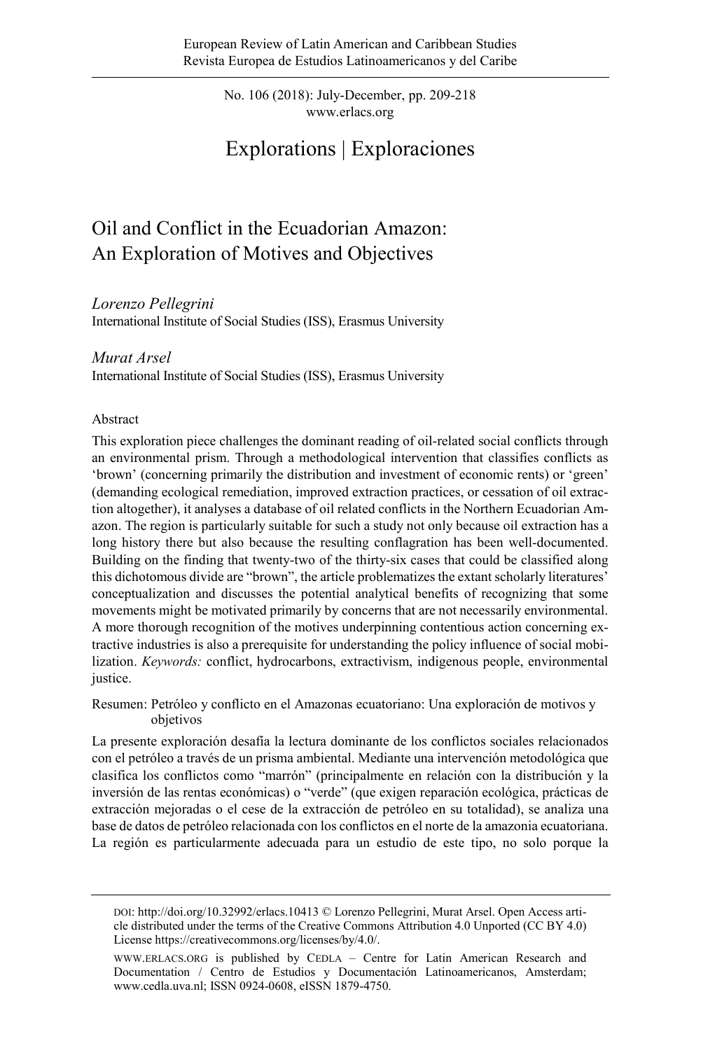# Explorations | Exploraciones

## Oil and Conflict in the Ecuadorian Amazon: An Exploration of Motives and Objectives

*Lorenzo Pellegrini*
International Institute of Social Studies (ISS), Erasmus University

*Murat Arsel*
International Institute of Social Studies (ISS), Erasmus University

### Abstract

This exploration piece challenges the dominant reading of oil-related social conflicts through an environmental prism. Through a methodological intervention that classifies conflicts as 'brown' (concerning primarily the distribution and investment of economic rents) or 'green' (demanding ecological remediation, improved extraction practices, or cessation of oil extraction altogether), it analyses a database of oil related conflicts in the Northern Ecuadorian Amazon. The region is particularly suitable for such a study not only because oil extraction has a long history there but also because the resulting conflagration has been well-documented. Building on the finding that twenty-two of the thirty-six cases that could be classified along this dichotomous divide are "brown", the article problematizes the extant scholarly literatures' conceptualization and discusses the potential analytical benefits of recognizing that some movements might be motivated primarily by concerns that are not necessarily environmental. A more thorough recognition of the motives underpinning contentious action concerning extractive industries is also a prerequisite for understanding the policy influence of social mobilization. *Keywords:* conflict, hydrocarbons, extractivism, indigenous people, environmental justice.

Resumen: Petróleo y conflicto en el Amazonas ecuatoriano: Una exploración de motivos y objetivos

La presente exploración desafía la lectura dominante de los conflictos sociales relacionados con el petróleo a través de un prisma ambiental. Mediante una intervención metodológica que clasifica los conflictos como "marrón" (principalmente en relación con la distribución y la inversión de las rentas económicas) o "verde" (que exigen reparación ecológica, prácticas de extracción mejoradas o el cese de la extracción de petróleo en su totalidad), se analiza una base de datos de petróleo relacionada con los conflictos en el norte de la amazonia ecuatoriana. La región es particularmente adecuada para un estudio de este tipo, no solo porque la

---

DOI: http://doi.org/10.32992/erlacs.10413 © Lorenzo Pellegrini, Murat Arsel. Open Access article distributed under the terms of the Creative Commons Attribution 4.0 Unported (CC BY 4.0) License https://creativecommons.org/licenses/by/4.0/.

WWW.ERLACS.ORG is published by CEDLA – Centre for Latin American Research and Documentation / Centro de Estudios y Documentación Latinoamericanos, Amsterdam; www.cedla.uva.nl; ISSN 0924-0608, eISSN 1879-4750.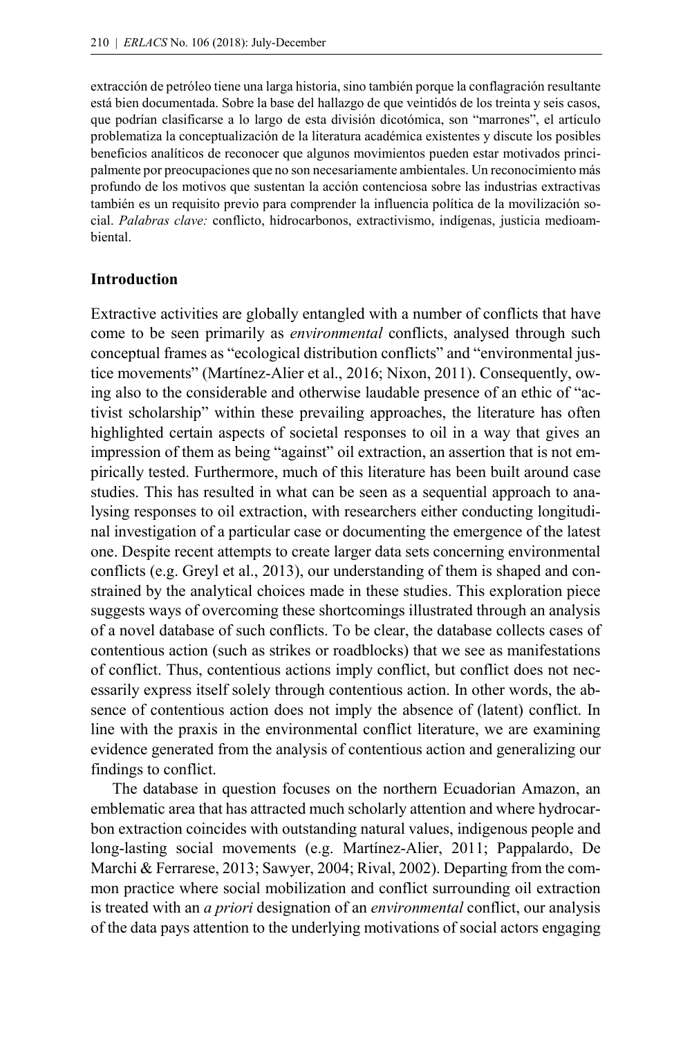extracción de petróleo tiene una larga historia, sino también porque la conflagración resultante está bien documentada. Sobre la base del hallazgo de que veintidós de los treinta y seis casos, que podrían clasificarse a lo largo de esta división dicotómica, son "marrones", el artículo problematiza la conceptualización de la literatura académica existentes y discute los posibles beneficios analíticos de reconocer que algunos movimientos pueden estar motivados principalmente por preocupaciones que no son necesariamente ambientales. Un reconocimiento más profundo de los motivos que sustentan la acción contenciosa sobre las industrias extractivas también es un requisito previo para comprender la influencia política de la movilización social. *Palabras clave:* conflicto, hidrocarbonos, extractivismo, indígenas, justicia medioambiental.

## Introduction

Extractive activities are globally entangled with a number of conflicts that have come to be seen primarily as *environmental* conflicts, analysed through such conceptual frames as "ecological distribution conflicts" and "environmental justice movements" (Martínez-Alier et al., 2016; Nixon, 2011). Consequently, owing also to the considerable and otherwise laudable presence of an ethic of "activist scholarship" within these prevailing approaches, the literature has often highlighted certain aspects of societal responses to oil in a way that gives an impression of them as being "against" oil extraction, an assertion that is not empirically tested. Furthermore, much of this literature has been built around case studies. This has resulted in what can be seen as a sequential approach to analysing responses to oil extraction, with researchers either conducting longitudinal investigation of a particular case or documenting the emergence of the latest one. Despite recent attempts to create larger data sets concerning environmental conflicts (e.g. Greyl et al., 2013), our understanding of them is shaped and constrained by the analytical choices made in these studies. This exploration piece suggests ways of overcoming these shortcomings illustrated through an analysis of a novel database of such conflicts. To be clear, the database collects cases of contentious action (such as strikes or roadblocks) that we see as manifestations of conflict. Thus, contentious actions imply conflict, but conflict does not necessarily express itself solely through contentious action. In other words, the absence of contentious action does not imply the absence of (latent) conflict. In line with the praxis in the environmental conflict literature, we are examining evidence generated from the analysis of contentious action and generalizing our findings to conflict.

The database in question focuses on the northern Ecuadorian Amazon, an emblematic area that has attracted much scholarly attention and where hydrocarbon extraction coincides with outstanding natural values, indigenous people and long-lasting social movements (e.g. Martínez-Alier, 2011; Pappalardo, De Marchi & Ferrarese, 2013; Sawyer, 2004; Rival, 2002). Departing from the common practice where social mobilization and conflict surrounding oil extraction is treated with an *a priori* designation of an *environmental* conflict, our analysis of the data pays attention to the underlying motivations of social actors engaging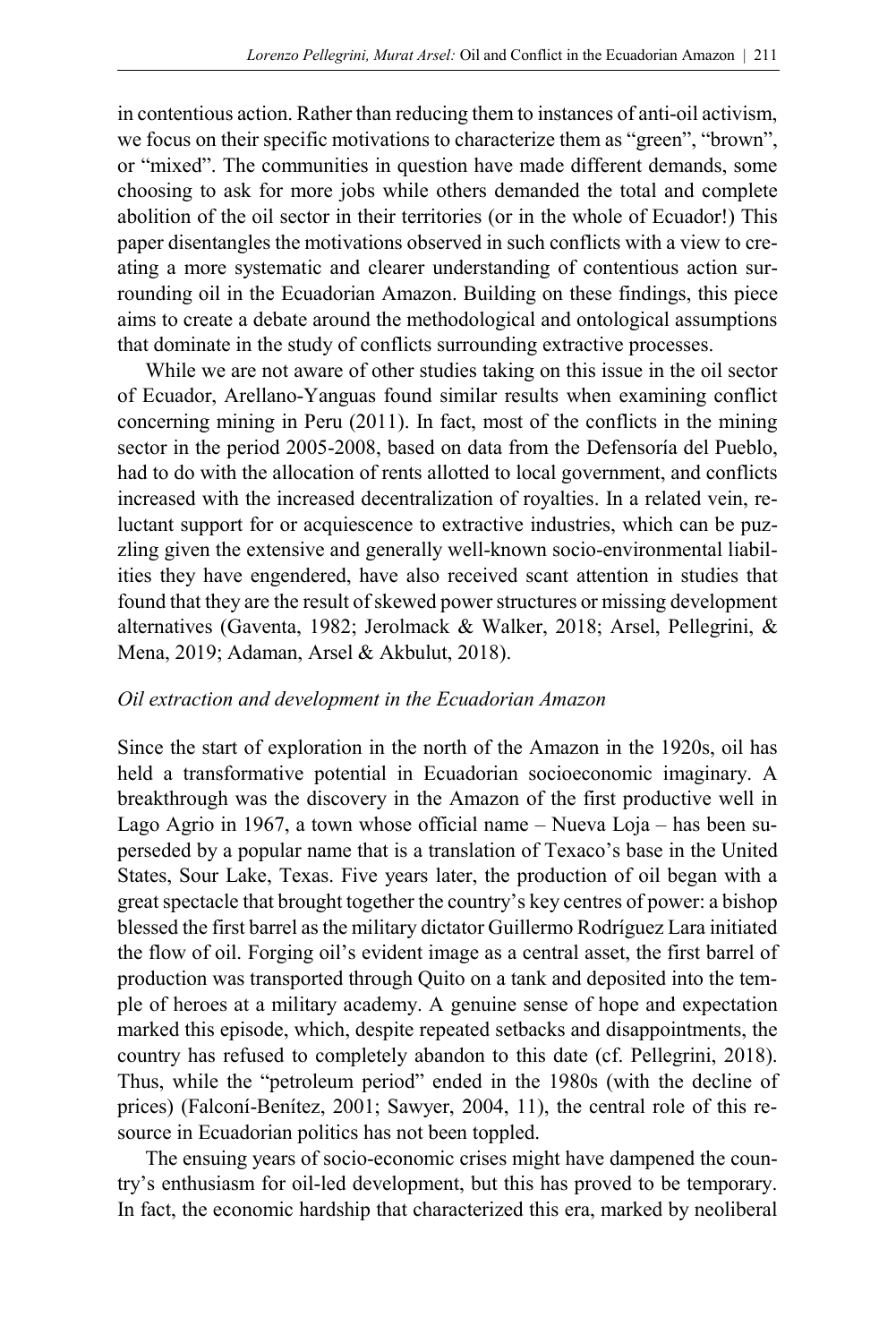in contentious action. Rather than reducing them to instances of anti-oil activism, we focus on their specific motivations to characterize them as "green", "brown", or "mixed". The communities in question have made different demands, some choosing to ask for more jobs while others demanded the total and complete abolition of the oil sector in their territories (or in the whole of Ecuador!) This paper disentangles the motivations observed in such conflicts with a view to creating a more systematic and clearer understanding of contentious action surrounding oil in the Ecuadorian Amazon. Building on these findings, this piece aims to create a debate around the methodological and ontological assumptions that dominate in the study of conflicts surrounding extractive processes.

While we are not aware of other studies taking on this issue in the oil sector of Ecuador, Arellano-Yanguas found similar results when examining conflict concerning mining in Peru (2011). In fact, most of the conflicts in the mining sector in the period 2005-2008, based on data from the Defensoría del Pueblo, had to do with the allocation of rents allotted to local government, and conflicts increased with the increased decentralization of royalties. In a related vein, reluctant support for or acquiescence to extractive industries, which can be puzzling given the extensive and generally well-known socio-environmental liabilities they have engendered, have also received scant attention in studies that found that they are the result of skewed power structures or missing development alternatives (Gaventa, 1982; Jerolmack & Walker, 2018; Arsel, Pellegrini, & Mena, 2019; Adaman, Arsel & Akbulut, 2018).

### *Oil extraction and development in the Ecuadorian Amazon*

Since the start of exploration in the north of the Amazon in the 1920s, oil has held a transformative potential in Ecuadorian socioeconomic imaginary. A breakthrough was the discovery in the Amazon of the first productive well in Lago Agrio in 1967, a town whose official name – Nueva Loja – has been superseded by a popular name that is a translation of Texaco's base in the United States, Sour Lake, Texas. Five years later, the production of oil began with a great spectacle that brought together the country's key centres of power: a bishop blessed the first barrel as the military dictator Guillermo Rodríguez Lara initiated the flow of oil. Forging oil's evident image as a central asset, the first barrel of production was transported through Quito on a tank and deposited into the temple of heroes at a military academy. A genuine sense of hope and expectation marked this episode, which, despite repeated setbacks and disappointments, the country has refused to completely abandon to this date (cf. Pellegrini, 2018). Thus, while the "petroleum period" ended in the 1980s (with the decline of prices) (Falconí-Benítez, 2001; Sawyer, 2004, 11), the central role of this resource in Ecuadorian politics has not been toppled.

The ensuing years of socio-economic crises might have dampened the country's enthusiasm for oil-led development, but this has proved to be temporary. In fact, the economic hardship that characterized this era, marked by neoliberal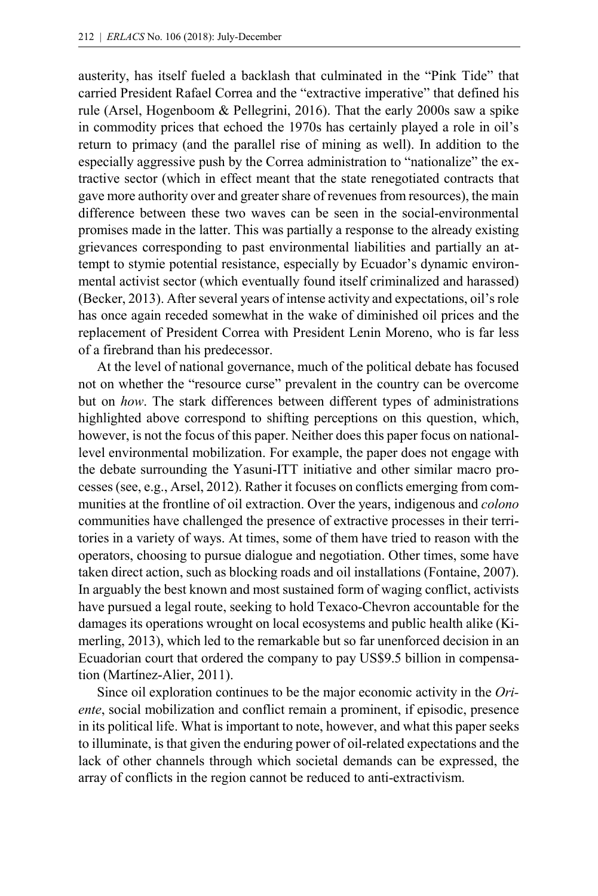austerity, has itself fueled a backlash that culminated in the "Pink Tide" that carried President Rafael Correa and the "extractive imperative" that defined his rule (Arsel, Hogenboom & Pellegrini, 2016). That the early 2000s saw a spike in commodity prices that echoed the 1970s has certainly played a role in oil's return to primacy (and the parallel rise of mining as well). In addition to the especially aggressive push by the Correa administration to "nationalize" the extractive sector (which in effect meant that the state renegotiated contracts that gave more authority over and greater share of revenues from resources), the main difference between these two waves can be seen in the social-environmental promises made in the latter. This was partially a response to the already existing grievances corresponding to past environmental liabilities and partially an attempt to stymie potential resistance, especially by Ecuador's dynamic environmental activist sector (which eventually found itself criminalized and harassed) (Becker, 2013). After several years of intense activity and expectations, oil's role has once again receded somewhat in the wake of diminished oil prices and the replacement of President Correa with President Lenin Moreno, who is far less of a firebrand than his predecessor.

At the level of national governance, much of the political debate has focused not on whether the "resource curse" prevalent in the country can be overcome but on *how*. The stark differences between different types of administrations highlighted above correspond to shifting perceptions on this question, which, however, is not the focus of this paper. Neither does this paper focus on national-level environmental mobilization. For example, the paper does not engage with the debate surrounding the Yasuni-ITT initiative and other similar macro processes (see, e.g., Arsel, 2012). Rather it focuses on conflicts emerging from communities at the frontline of oil extraction. Over the years, indigenous and *colono* communities have challenged the presence of extractive processes in their territories in a variety of ways. At times, some of them have tried to reason with the operators, choosing to pursue dialogue and negotiation. Other times, some have taken direct action, such as blocking roads and oil installations (Fontaine, 2007). In arguably the best known and most sustained form of waging conflict, activists have pursued a legal route, seeking to hold Texaco-Chevron accountable for the damages its operations wrought on local ecosystems and public health alike (Kimerling, 2013), which led to the remarkable but so far unenforced decision in an Ecuadorian court that ordered the company to pay US$9.5 billion in compensation (Martínez-Alier, 2011).

Since oil exploration continues to be the major economic activity in the *Oriente*, social mobilization and conflict remain a prominent, if episodic, presence in its political life. What is important to note, however, and what this paper seeks to illuminate, is that given the enduring power of oil-related expectations and the lack of other channels through which societal demands can be expressed, the array of conflicts in the region cannot be reduced to anti-extractivism.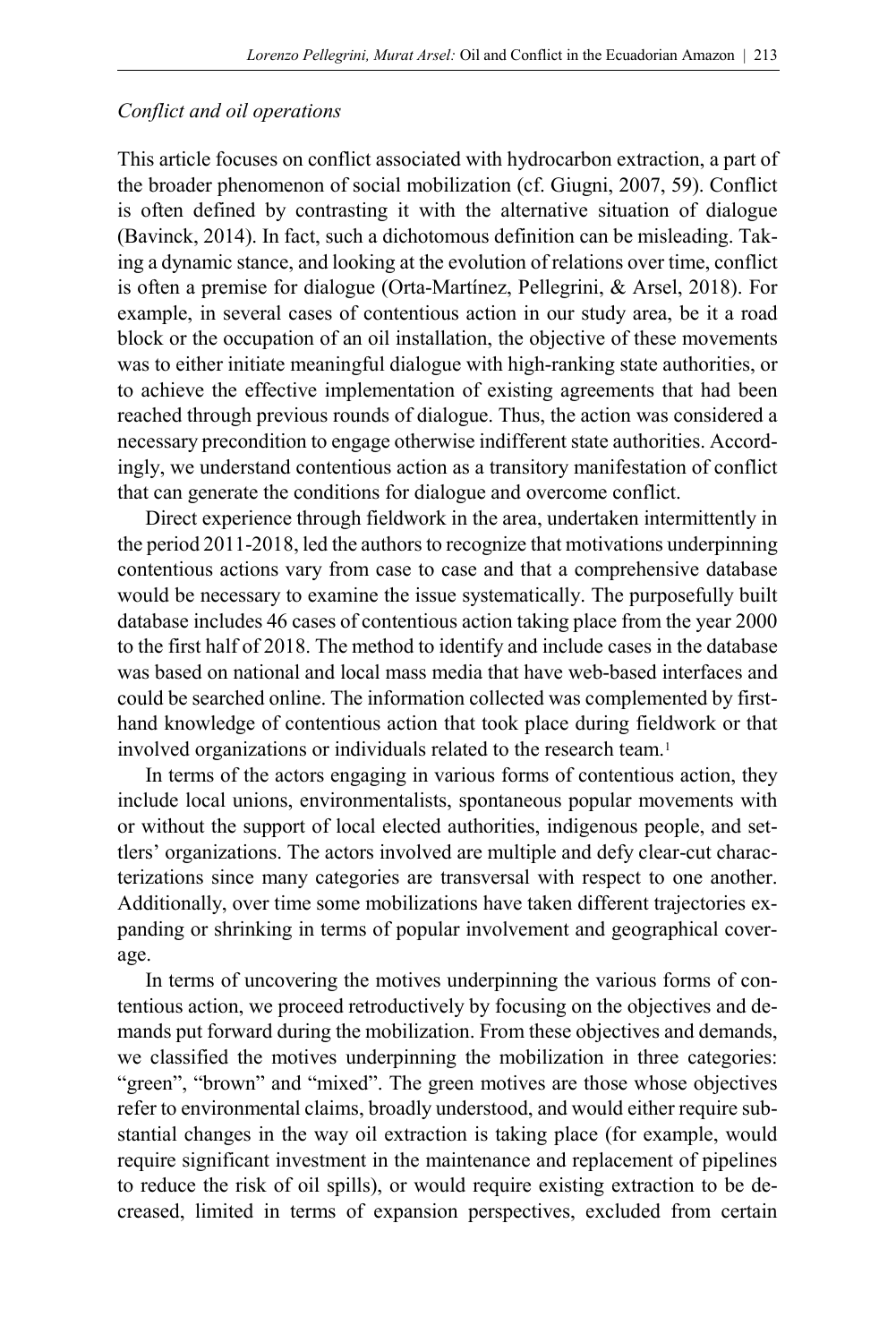*Conflict and oil operations*

This article focuses on conflict associated with hydrocarbon extraction, a part of the broader phenomenon of social mobilization (cf. Giugni, 2007, 59). Conflict is often defined by contrasting it with the alternative situation of dialogue (Bavinck, 2014). In fact, such a dichotomous definition can be misleading. Taking a dynamic stance, and looking at the evolution of relations over time, conflict is often a premise for dialogue (Orta-Martínez, Pellegrini, & Arsel, 2018). For example, in several cases of contentious action in our study area, be it a road block or the occupation of an oil installation, the objective of these movements was to either initiate meaningful dialogue with high-ranking state authorities, or to achieve the effective implementation of existing agreements that had been reached through previous rounds of dialogue. Thus, the action was considered a necessary precondition to engage otherwise indifferent state authorities. Accordingly, we understand contentious action as a transitory manifestation of conflict that can generate the conditions for dialogue and overcome conflict.

Direct experience through fieldwork in the area, undertaken intermittently in the period 2011-2018, led the authors to recognize that motivations underpinning contentious actions vary from case to case and that a comprehensive database would be necessary to examine the issue systematically. The purposefully built database includes 46 cases of contentious action taking place from the year 2000 to the first half of 2018. The method to identify and include cases in the database was based on national and local mass media that have web-based interfaces and could be searched online. The information collected was complemented by first-hand knowledge of contentious action that took place during fieldwork or that involved organizations or individuals related to the research team.[1]

In terms of the actors engaging in various forms of contentious action, they include local unions, environmentalists, spontaneous popular movements with or without the support of local elected authorities, indigenous people, and settlers' organizations. The actors involved are multiple and defy clear-cut characterizations since many categories are transversal with respect to one another. Additionally, over time some mobilizations have taken different trajectories expanding or shrinking in terms of popular involvement and geographical coverage.

In terms of uncovering the motives underpinning the various forms of contentious action, we proceed retroductively by focusing on the objectives and demands put forward during the mobilization. From these objectives and demands, we classified the motives underpinning the mobilization in three categories: "green", "brown" and "mixed". The green motives are those whose objectives refer to environmental claims, broadly understood, and would either require substantial changes in the way oil extraction is taking place (for example, would require significant investment in the maintenance and replacement of pipelines to reduce the risk of oil spills), or would require existing extraction to be decreased, limited in terms of expansion perspectives, excluded from certain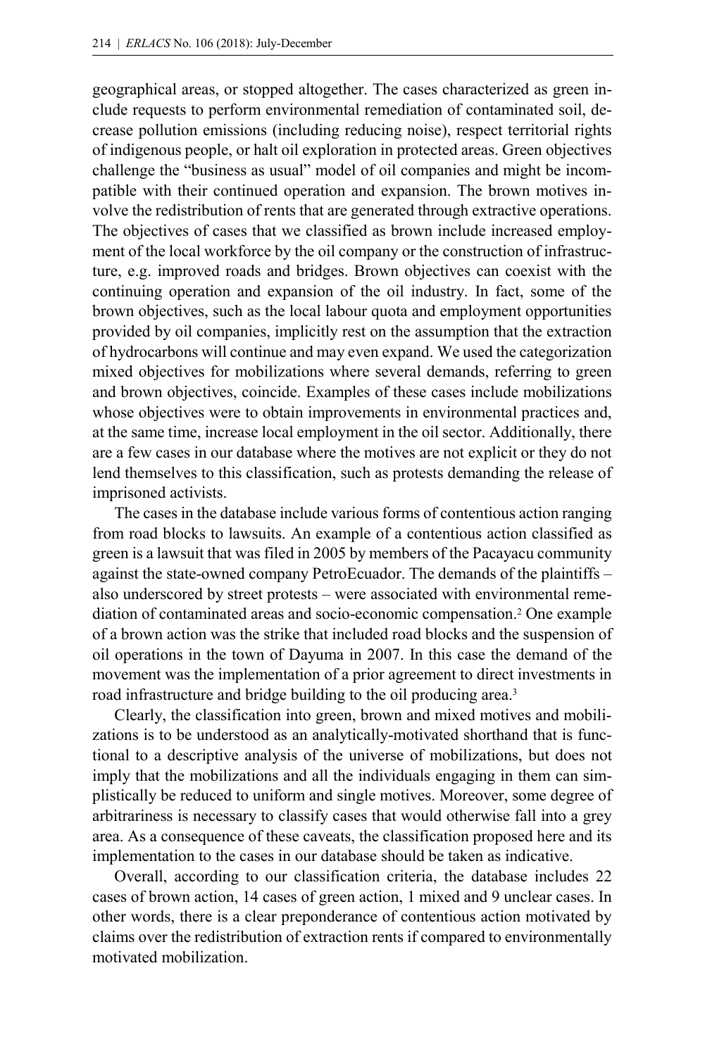geographical areas, or stopped altogether. The cases characterized as green include requests to perform environmental remediation of contaminated soil, decrease pollution emissions (including reducing noise), respect territorial rights of indigenous people, or halt oil exploration in protected areas. Green objectives challenge the "business as usual" model of oil companies and might be incompatible with their continued operation and expansion. The brown motives involve the redistribution of rents that are generated through extractive operations. The objectives of cases that we classified as brown include increased employment of the local workforce by the oil company or the construction of infrastructure, e.g. improved roads and bridges. Brown objectives can coexist with the continuing operation and expansion of the oil industry. In fact, some of the brown objectives, such as the local labour quota and employment opportunities provided by oil companies, implicitly rest on the assumption that the extraction of hydrocarbons will continue and may even expand. We used the categorization mixed objectives for mobilizations where several demands, referring to green and brown objectives, coincide. Examples of these cases include mobilizations whose objectives were to obtain improvements in environmental practices and, at the same time, increase local employment in the oil sector. Additionally, there are a few cases in our database where the motives are not explicit or they do not lend themselves to this classification, such as protests demanding the release of imprisoned activists.

The cases in the database include various forms of contentious action ranging from road blocks to lawsuits. An example of a contentious action classified as green is a lawsuit that was filed in 2005 by members of the Pacayacu community against the state-owned company PetroEcuador. The demands of the plaintiffs – also underscored by street protests – were associated with environmental remediation of contaminated areas and socio-economic compensation.[2] One example of a brown action was the strike that included road blocks and the suspension of oil operations in the town of Dayuma in 2007. In this case the demand of the movement was the implementation of a prior agreement to direct investments in road infrastructure and bridge building to the oil producing area.[3]

Clearly, the classification into green, brown and mixed motives and mobilizations is to be understood as an analytically-motivated shorthand that is functional to a descriptive analysis of the universe of mobilizations, but does not imply that the mobilizations and all the individuals engaging in them can simplistically be reduced to uniform and single motives. Moreover, some degree of arbitrariness is necessary to classify cases that would otherwise fall into a grey area. As a consequence of these caveats, the classification proposed here and its implementation to the cases in our database should be taken as indicative.

Overall, according to our classification criteria, the database includes 22 cases of brown action, 14 cases of green action, 1 mixed and 9 unclear cases. In other words, there is a clear preponderance of contentious action motivated by claims over the redistribution of extraction rents if compared to environmentally motivated mobilization.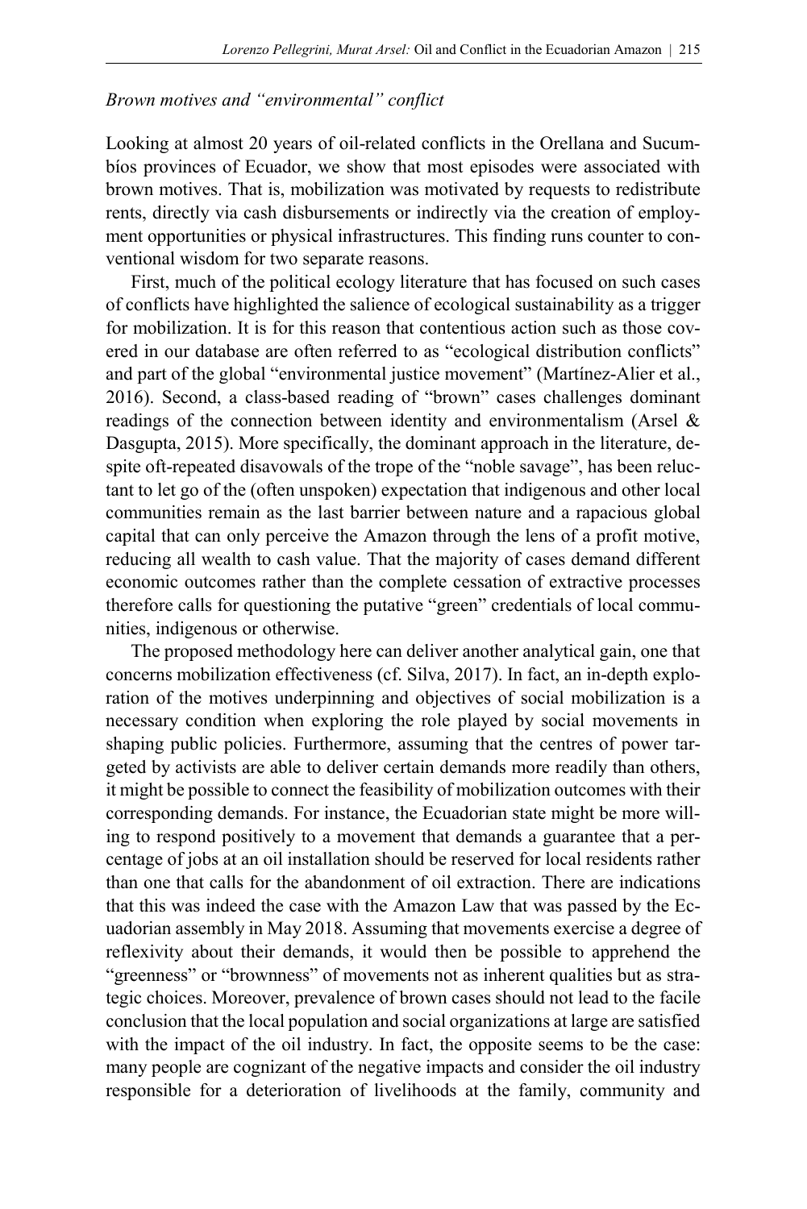### *Brown motives and "environmental" conflict*

Looking at almost 20 years of oil-related conflicts in the Orellana and Sucumbíos provinces of Ecuador, we show that most episodes were associated with brown motives. That is, mobilization was motivated by requests to redistribute rents, directly via cash disbursements or indirectly via the creation of employment opportunities or physical infrastructures. This finding runs counter to conventional wisdom for two separate reasons.

First, much of the political ecology literature that has focused on such cases of conflicts have highlighted the salience of ecological sustainability as a trigger for mobilization. It is for this reason that contentious action such as those covered in our database are often referred to as "ecological distribution conflicts" and part of the global "environmental justice movement" (Martínez-Alier et al., 2016). Second, a class-based reading of "brown" cases challenges dominant readings of the connection between identity and environmentalism (Arsel & Dasgupta, 2015). More specifically, the dominant approach in the literature, despite oft-repeated disavowals of the trope of the "noble savage", has been reluctant to let go of the (often unspoken) expectation that indigenous and other local communities remain as the last barrier between nature and a rapacious global capital that can only perceive the Amazon through the lens of a profit motive, reducing all wealth to cash value. That the majority of cases demand different economic outcomes rather than the complete cessation of extractive processes therefore calls for questioning the putative "green" credentials of local communities, indigenous or otherwise.

The proposed methodology here can deliver another analytical gain, one that concerns mobilization effectiveness (cf. Silva, 2017). In fact, an in-depth exploration of the motives underpinning and objectives of social mobilization is a necessary condition when exploring the role played by social movements in shaping public policies. Furthermore, assuming that the centres of power targeted by activists are able to deliver certain demands more readily than others, it might be possible to connect the feasibility of mobilization outcomes with their corresponding demands. For instance, the Ecuadorian state might be more willing to respond positively to a movement that demands a guarantee that a percentage of jobs at an oil installation should be reserved for local residents rather than one that calls for the abandonment of oil extraction. There are indications that this was indeed the case with the Amazon Law that was passed by the Ecuadorian assembly in May 2018. Assuming that movements exercise a degree of reflexivity about their demands, it would then be possible to apprehend the "greenness" or "brownness" of movements not as inherent qualities but as strategic choices. Moreover, prevalence of brown cases should not lead to the facile conclusion that the local population and social organizations at large are satisfied with the impact of the oil industry. In fact, the opposite seems to be the case: many people are cognizant of the negative impacts and consider the oil industry responsible for a deterioration of livelihoods at the family, community and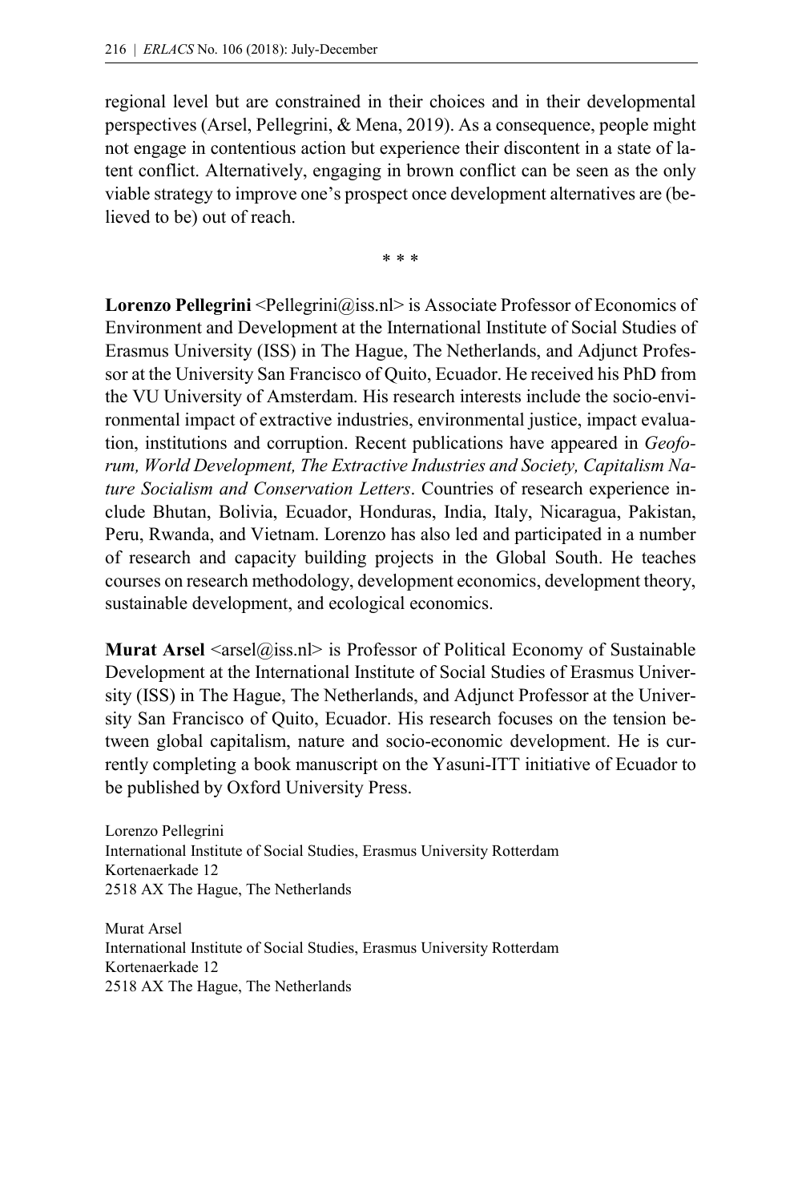regional level but are constrained in their choices and in their developmental perspectives (Arsel, Pellegrini, & Mena, 2019). As a consequence, people might not engage in contentious action but experience their discontent in a state of latent conflict. Alternatively, engaging in brown conflict can be seen as the only viable strategy to improve one's prospect once development alternatives are (believed to be) out of reach.

\* \* \*

**Lorenzo Pellegrini** <Pellegrini@iss.nl> is Associate Professor of Economics of Environment and Development at the International Institute of Social Studies of Erasmus University (ISS) in The Hague, The Netherlands, and Adjunct Professor at the University San Francisco of Quito, Ecuador. He received his PhD from the VU University of Amsterdam. His research interests include the socio-environmental impact of extractive industries, environmental justice, impact evaluation, institutions and corruption. Recent publications have appeared in *Geoforum, World Development, The Extractive Industries and Society, Capitalism Nature Socialism and Conservation Letters*. Countries of research experience include Bhutan, Bolivia, Ecuador, Honduras, India, Italy, Nicaragua, Pakistan, Peru, Rwanda, and Vietnam. Lorenzo has also led and participated in a number of research and capacity building projects in the Global South. He teaches courses on research methodology, development economics, development theory, sustainable development, and ecological economics.

**Murat Arsel** <arsel@iss.nl> is Professor of Political Economy of Sustainable Development at the International Institute of Social Studies of Erasmus University (ISS) in The Hague, The Netherlands, and Adjunct Professor at the University San Francisco of Quito, Ecuador. His research focuses on the tension between global capitalism, nature and socio-economic development. He is currently completing a book manuscript on the Yasuni-ITT initiative of Ecuador to be published by Oxford University Press.

Lorenzo Pellegrini
International Institute of Social Studies, Erasmus University Rotterdam
Kortenaerkade 12
2518 AX The Hague, The Netherlands

Murat Arsel
International Institute of Social Studies, Erasmus University Rotterdam
Kortenaerkade 12
2518 AX The Hague, The Netherlands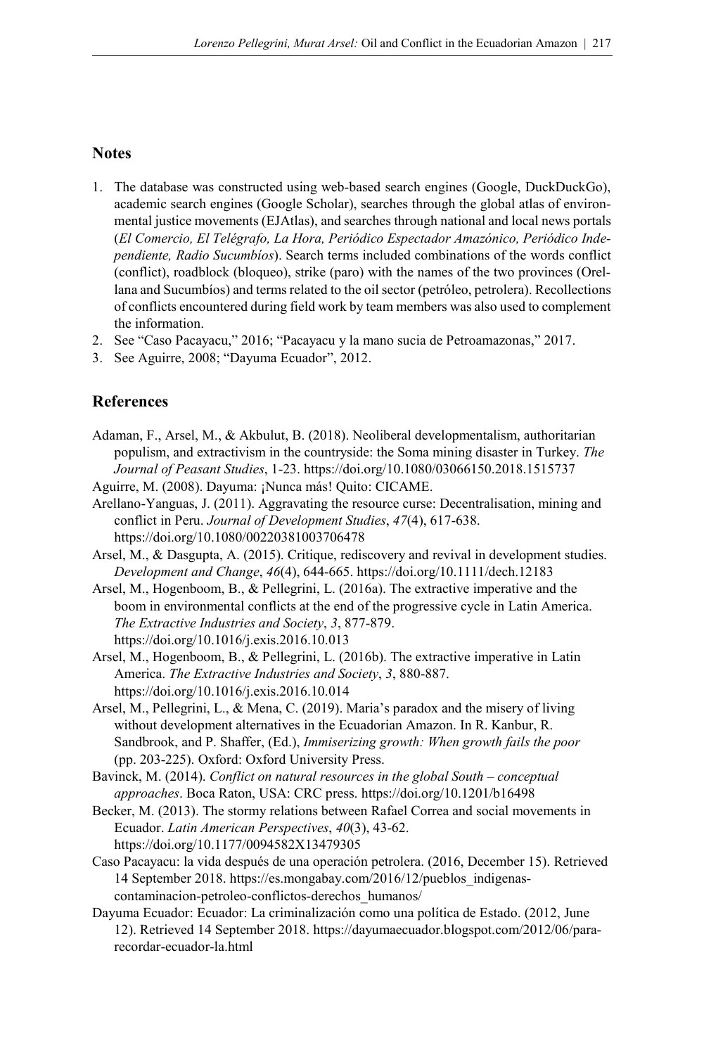## Notes

1. The database was constructed using web-based search engines (Google, DuckDuckGo), academic search engines (Google Scholar), searches through the global atlas of environmental justice movements (EJAtlas), and searches through national and local news portals (*El Comercio, El Telégrafo, La Hora, Periódico Espectador Amazónico, Periódico Independiente, Radio Sucumbíos*). Search terms included combinations of the words conflict (conflict), roadblock (bloqueo), strike (paro) with the names of the two provinces (Orellana and Sucumbíos) and terms related to the oil sector (petróleo, petrolera). Recollections of conflicts encountered during field work by team members was also used to complement the information.
2. See "Caso Pacayacu," 2016; "Pacayacu y la mano sucia de Petroamazonas," 2017.
3. See Aguirre, 2008; "Dayuma Ecuador", 2012.

## References

Adaman, F., Arsel, M., & Akbulut, B. (2018). Neoliberal developmentalism, authoritarian populism, and extractivism in the countryside: the Soma mining disaster in Turkey. *The Journal of Peasant Studies*, 1-23. https://doi.org/10.1080/03066150.2018.1515737

Aguirre, M. (2008). Dayuma: ¡Nunca más! Quito: CICAME.

Arellano-Yanguas, J. (2011). Aggravating the resource curse: Decentralisation, mining and conflict in Peru. *Journal of Development Studies*, *47*(4), 617-638. https://doi.org/10.1080/00220381003706478

Arsel, M., & Dasgupta, A. (2015). Critique, rediscovery and revival in development studies. *Development and Change*, *46*(4), 644-665. https://doi.org/10.1111/dech.12183

Arsel, M., Hogenboom, B., & Pellegrini, L. (2016a). The extractive imperative and the boom in environmental conflicts at the end of the progressive cycle in Latin America. *The Extractive Industries and Society*, *3*, 877-879. https://doi.org/10.1016/j.exis.2016.10.013

Arsel, M., Hogenboom, B., & Pellegrini, L. (2016b). The extractive imperative in Latin America. *The Extractive Industries and Society*, *3*, 880-887. https://doi.org/10.1016/j.exis.2016.10.014

Arsel, M., Pellegrini, L., & Mena, C. (2019). Maria's paradox and the misery of living without development alternatives in the Ecuadorian Amazon. In R. Kanbur, R. Sandbrook, and P. Shaffer, (Ed.), *Immiserizing growth: When growth fails the poor* (pp. 203-225). Oxford: Oxford University Press.

Bavinck, M. (2014). *Conflict on natural resources in the global South – conceptual approaches*. Boca Raton, USA: CRC press. https://doi.org/10.1201/b16498

Becker, M. (2013). The stormy relations between Rafael Correa and social movements in Ecuador. *Latin American Perspectives*, *40*(3), 43-62. https://doi.org/10.1177/0094582X13479305

Caso Pacayacu: la vida después de una operación petrolera. (2016, December 15). Retrieved 14 September 2018. https://es.mongabay.com/2016/12/pueblos_indigenas-contaminacion-petroleo-conflictos-derechos_humanos/

Dayuma Ecuador: Ecuador: La criminalización como una política de Estado. (2012, June 12). Retrieved 14 September 2018. https://dayumaecuador.blogspot.com/2012/06/para-recordar-ecuador-la.html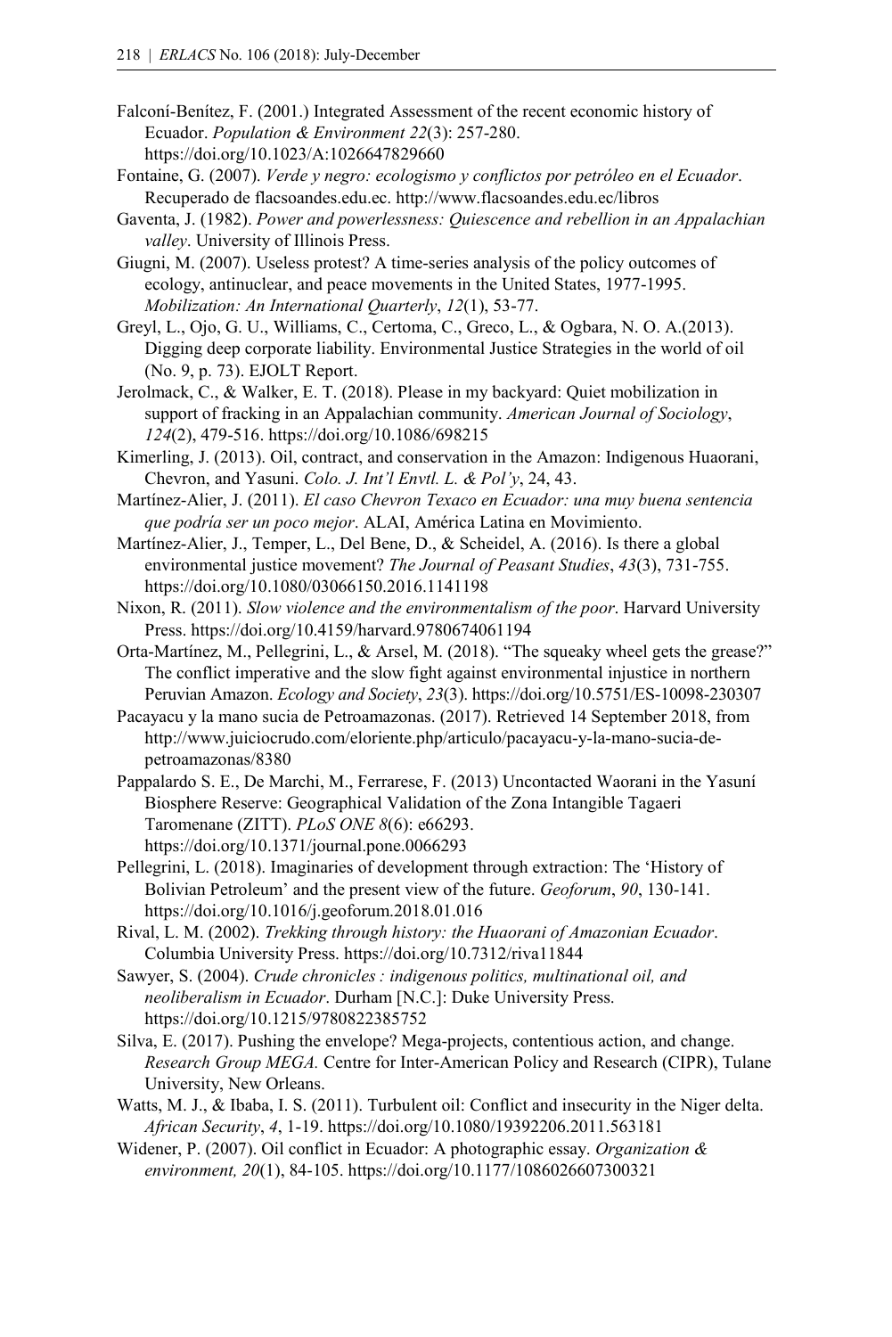Falconí-Benítez, F. (2001.) Integrated Assessment of the recent economic history of Ecuador. *Population & Environment 22*(3): 257-280. https://doi.org/10.1023/A:1026647829660

Fontaine, G. (2007). *Verde y negro: ecologismo y conflictos por petróleo en el Ecuador*. Recuperado de flacsoandes.edu.ec. http://www.flacsoandes.edu.ec/libros

Gaventa, J. (1982). *Power and powerlessness: Quiescence and rebellion in an Appalachian valley*. University of Illinois Press.

Giugni, M. (2007). Useless protest? A time-series analysis of the policy outcomes of ecology, antinuclear, and peace movements in the United States, 1977-1995. *Mobilization: An International Quarterly*, *12*(1), 53-77.

Greyl, L., Ojo, G. U., Williams, C., Certoma, C., Greco, L., & Ogbara, N. O. A.(2013). Digging deep corporate liability. Environmental Justice Strategies in the world of oil (No. 9, p. 73). EJOLT Report.

Jerolmack, C., & Walker, E. T. (2018). Please in my backyard: Quiet mobilization in support of fracking in an Appalachian community. *American Journal of Sociology*, *124*(2), 479-516. https://doi.org/10.1086/698215

Kimerling, J. (2013). Oil, contract, and conservation in the Amazon: Indigenous Huaorani, Chevron, and Yasuni. *Colo. J. Int'l Envtl. L. & Pol'y*, 24, 43.

Martínez-Alier, J. (2011). *El caso Chevron Texaco en Ecuador: una muy buena sentencia que podría ser un poco mejor*. ALAI, América Latina en Movimiento.

Martínez-Alier, J., Temper, L., Del Bene, D., & Scheidel, A. (2016). Is there a global environmental justice movement? *The Journal of Peasant Studies*, *43*(3), 731-755. https://doi.org/10.1080/03066150.2016.1141198

Nixon, R. (2011). *Slow violence and the environmentalism of the poor*. Harvard University Press. https://doi.org/10.4159/harvard.9780674061194

Orta-Martínez, M., Pellegrini, L., & Arsel, M. (2018). "The squeaky wheel gets the grease?" The conflict imperative and the slow fight against environmental injustice in northern Peruvian Amazon. *Ecology and Society*, *23*(3). https://doi.org/10.5751/ES-10098-230307

Pacayacu y la mano sucia de Petroamazonas. (2017). Retrieved 14 September 2018, from http://www.juiciocrudo.com/eloriente.php/articulo/pacayacu-y-la-mano-sucia-de-petroamazonas/8380

Pappalardo S. E., De Marchi, M., Ferrarese, F. (2013) Uncontacted Waorani in the Yasuní Biosphere Reserve: Geographical Validation of the Zona Intangible Tagaeri Taromenane (ZITT). *PLoS ONE 8*(6): e66293. https://doi.org/10.1371/journal.pone.0066293

Pellegrini, L. (2018). Imaginaries of development through extraction: The 'History of Bolivian Petroleum' and the present view of the future. *Geoforum*, *90*, 130-141. https://doi.org/10.1016/j.geoforum.2018.01.016

Rival, L. M. (2002). *Trekking through history: the Huaorani of Amazonian Ecuador*. Columbia University Press. https://doi.org/10.7312/riva11844

Sawyer, S. (2004). *Crude chronicles : indigenous politics, multinational oil, and neoliberalism in Ecuador*. Durham [N.C.]: Duke University Press. https://doi.org/10.1215/9780822385752

Silva, E. (2017). Pushing the envelope? Mega-projects, contentious action, and change. *Research Group MEGA.* Centre for Inter-American Policy and Research (CIPR), Tulane University, New Orleans.

Watts, M. J., & Ibaba, I. S. (2011). Turbulent oil: Conflict and insecurity in the Niger delta. *African Security*, *4*, 1-19. https://doi.org/10.1080/19392206.2011.563181

Widener, P. (2007). Oil conflict in Ecuador: A photographic essay. *Organization & environment, 20*(1), 84-105. https://doi.org/10.1177/1086026607300321